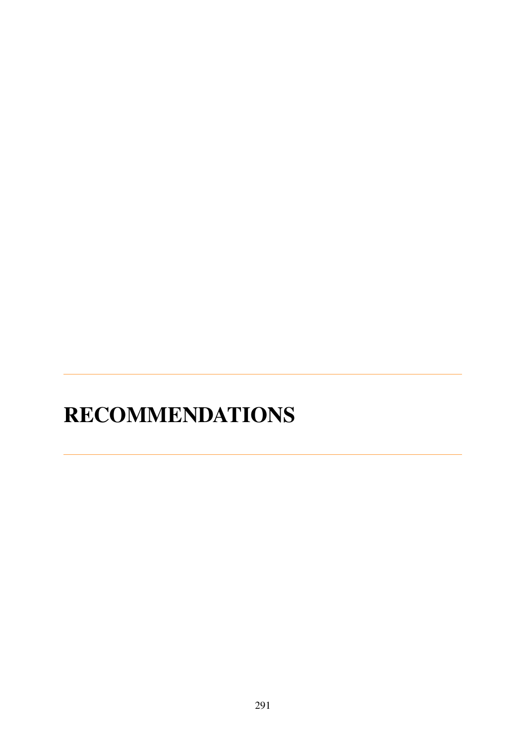# RECOMMENDATIONS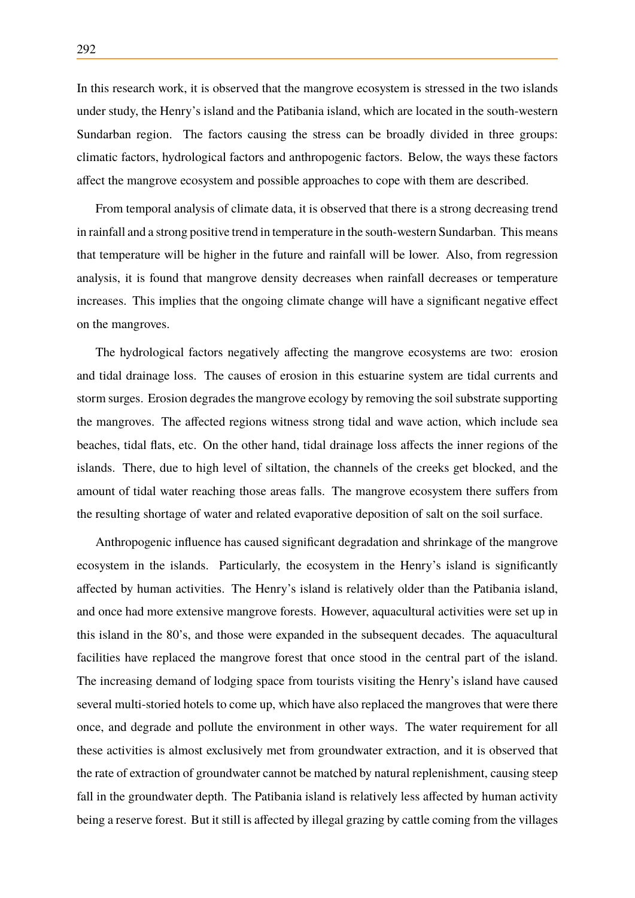In this research work, it is observed that the mangrove ecosystem is stressed in the two islands under study, the Henry's island and the Patibania island, which are located in the south-western Sundarban region. The factors causing the stress can be broadly divided in three groups: climatic factors, hydrological factors and anthropogenic factors. Below, the ways these factors affect the mangrove ecosystem and possible approaches to cope with them are described.

From temporal analysis of climate data, it is observed that there is a strong decreasing trend in rainfall and a strong positive trend in temperature in the south-western Sundarban. This means that temperature will be higher in the future and rainfall will be lower. Also, from regression analysis, it is found that mangrove density decreases when rainfall decreases or temperature increases. This implies that the ongoing climate change will have a significant negative effect on the mangroves.

The hydrological factors negatively affecting the mangrove ecosystems are two: erosion and tidal drainage loss. The causes of erosion in this estuarine system are tidal currents and storm surges. Erosion degrades the mangrove ecology by removing the soil substrate supporting the mangroves. The affected regions witness strong tidal and wave action, which include sea beaches, tidal flats, etc. On the other hand, tidal drainage loss affects the inner regions of the islands. There, due to high level of siltation, the channels of the creeks get blocked, and the amount of tidal water reaching those areas falls. The mangrove ecosystem there suffers from the resulting shortage of water and related evaporative deposition of salt on the soil surface.

Anthropogenic influence has caused significant degradation and shrinkage of the mangrove ecosystem in the islands. Particularly, the ecosystem in the Henry's island is significantly affected by human activities. The Henry's island is relatively older than the Patibania island, and once had more extensive mangrove forests. However, aquacultural activities were set up in this island in the 80's, and those were expanded in the subsequent decades. The aquacultural facilities have replaced the mangrove forest that once stood in the central part of the island. The increasing demand of lodging space from tourists visiting the Henry's island have caused several multi-storied hotels to come up, which have also replaced the mangroves that were there once, and degrade and pollute the environment in other ways. The water requirement for all these activities is almost exclusively met from groundwater extraction, and it is observed that the rate of extraction of groundwater cannot be matched by natural replenishment, causing steep fall in the groundwater depth. The Patibania island is relatively less affected by human activity being a reserve forest. But it still is affected by illegal grazing by cattle coming from the villages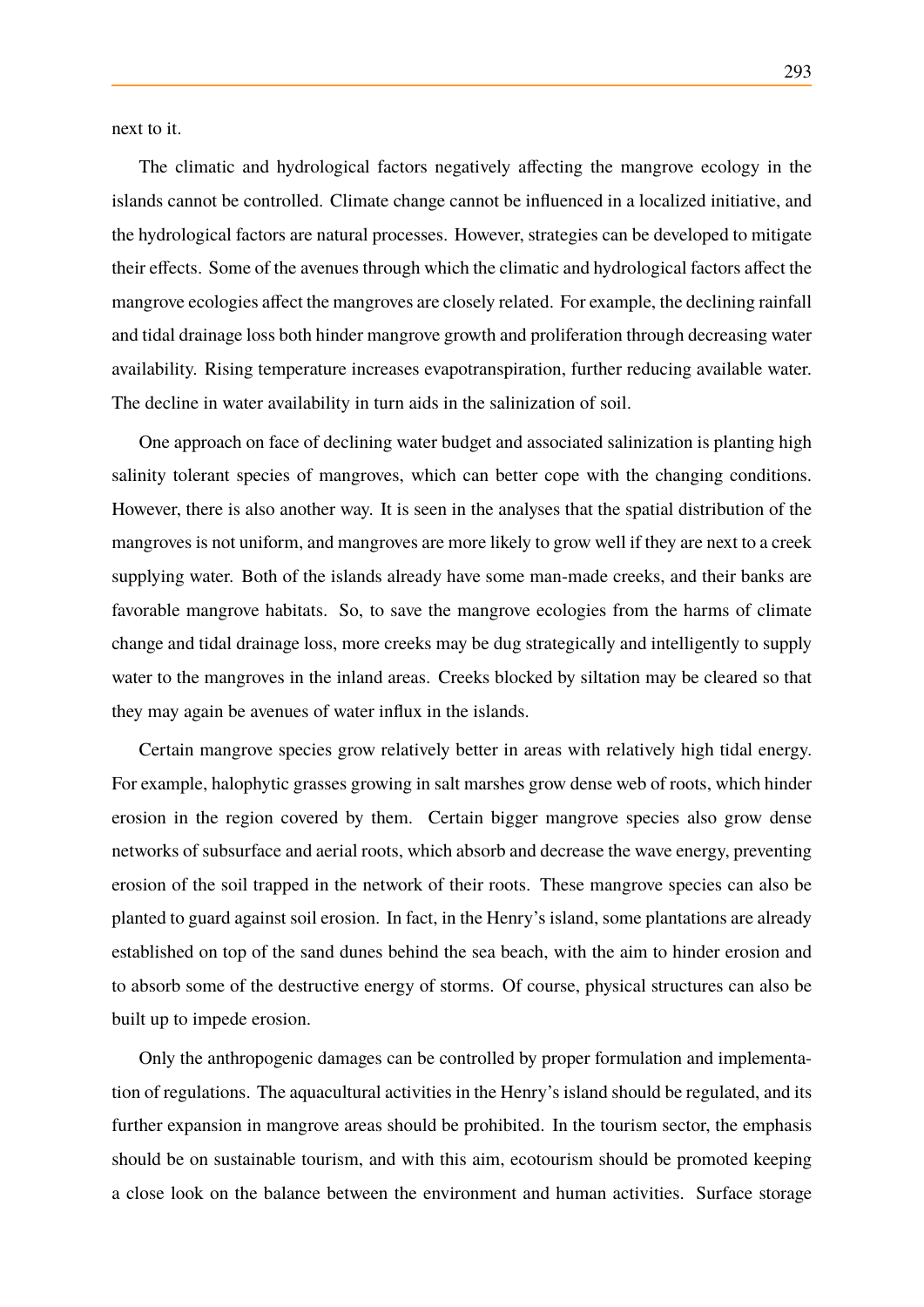next to it.

The climatic and hydrological factors negatively affecting the mangrove ecology in the islands cannot be controlled. Climate change cannot be influenced in a localized initiative, and the hydrological factors are natural processes. However, strategies can be developed to mitigate their effects. Some of the avenues through which the climatic and hydrological factors affect the mangrove ecologies affect the mangroves are closely related. For example, the declining rainfall and tidal drainage loss both hinder mangrove growth and proliferation through decreasing water availability. Rising temperature increases evapotranspiration, further reducing available water. The decline in water availability in turn aids in the salinization of soil.

One approach on face of declining water budget and associated salinization is planting high salinity tolerant species of mangroves, which can better cope with the changing conditions. However, there is also another way. It is seen in the analyses that the spatial distribution of the mangroves is not uniform, and mangroves are more likely to grow well if they are next to a creek supplying water. Both of the islands already have some man-made creeks, and their banks are favorable mangrove habitats. So, to save the mangrove ecologies from the harms of climate change and tidal drainage loss, more creeks may be dug strategically and intelligently to supply water to the mangroves in the inland areas. Creeks blocked by siltation may be cleared so that they may again be avenues of water influx in the islands.

Certain mangrove species grow relatively better in areas with relatively high tidal energy. For example, halophytic grasses growing in salt marshes grow dense web of roots, which hinder erosion in the region covered by them. Certain bigger mangrove species also grow dense networks of subsurface and aerial roots, which absorb and decrease the wave energy, preventing erosion of the soil trapped in the network of their roots. These mangrove species can also be planted to guard against soil erosion. In fact, in the Henry's island, some plantations are already established on top of the sand dunes behind the sea beach, with the aim to hinder erosion and to absorb some of the destructive energy of storms. Of course, physical structures can also be built up to impede erosion.

Only the anthropogenic damages can be controlled by proper formulation and implementation of regulations. The aquacultural activities in the Henry's island should be regulated, and its further expansion in mangrove areas should be prohibited. In the tourism sector, the emphasis should be on sustainable tourism, and with this aim, ecotourism should be promoted keeping a close look on the balance between the environment and human activities. Surface storage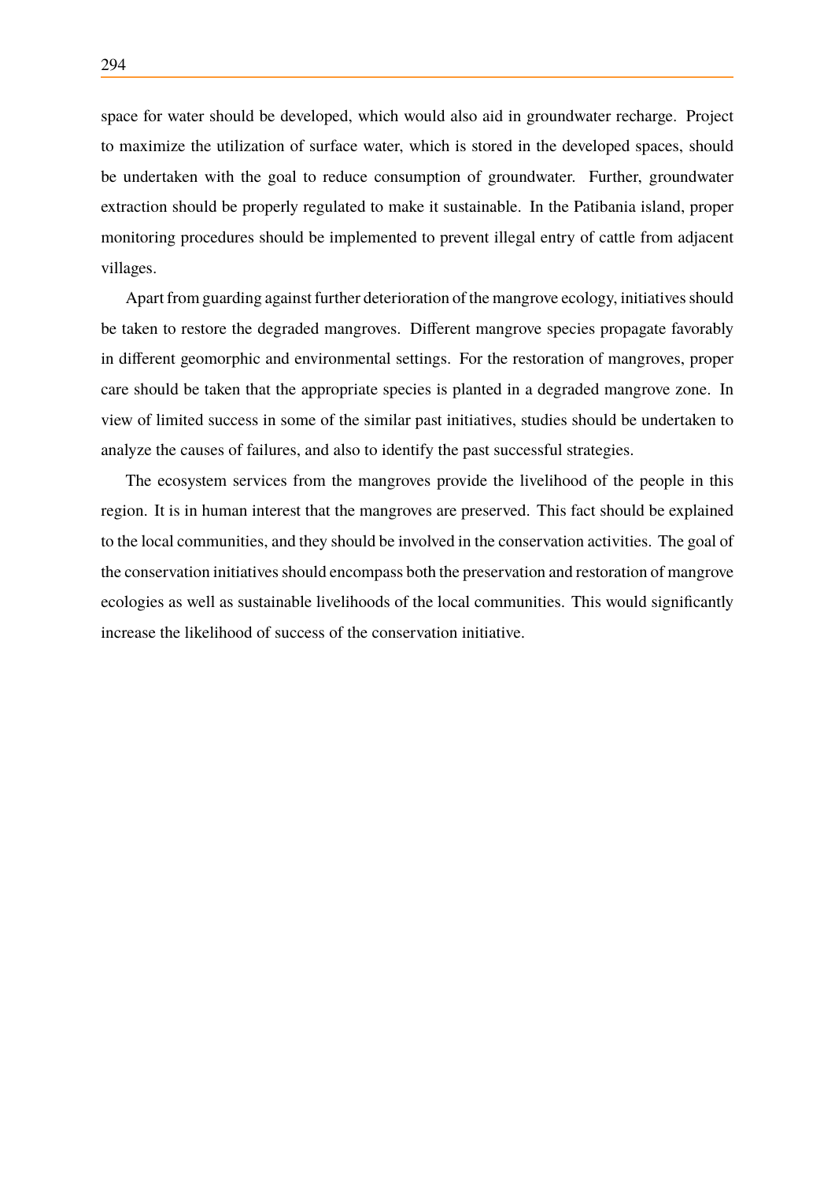space for water should be developed, which would also aid in groundwater recharge. Project to maximize the utilization of surface water, which is stored in the developed spaces, should be undertaken with the goal to reduce consumption of groundwater. Further, groundwater extraction should be properly regulated to make it sustainable. In the Patibania island, proper monitoring procedures should be implemented to prevent illegal entry of cattle from adjacent villages.

Apart from guarding against further deterioration of the mangrove ecology, initiatives should be taken to restore the degraded mangroves. Different mangrove species propagate favorably in different geomorphic and environmental settings. For the restoration of mangroves, proper care should be taken that the appropriate species is planted in a degraded mangrove zone. In view of limited success in some of the similar past initiatives, studies should be undertaken to analyze the causes of failures, and also to identify the past successful strategies.

The ecosystem services from the mangroves provide the livelihood of the people in this region. It is in human interest that the mangroves are preserved. This fact should be explained to the local communities, and they should be involved in the conservation activities. The goal of the conservation initiatives should encompass both the preservation and restoration of mangrove ecologies as well as sustainable livelihoods of the local communities. This would significantly increase the likelihood of success of the conservation initiative.